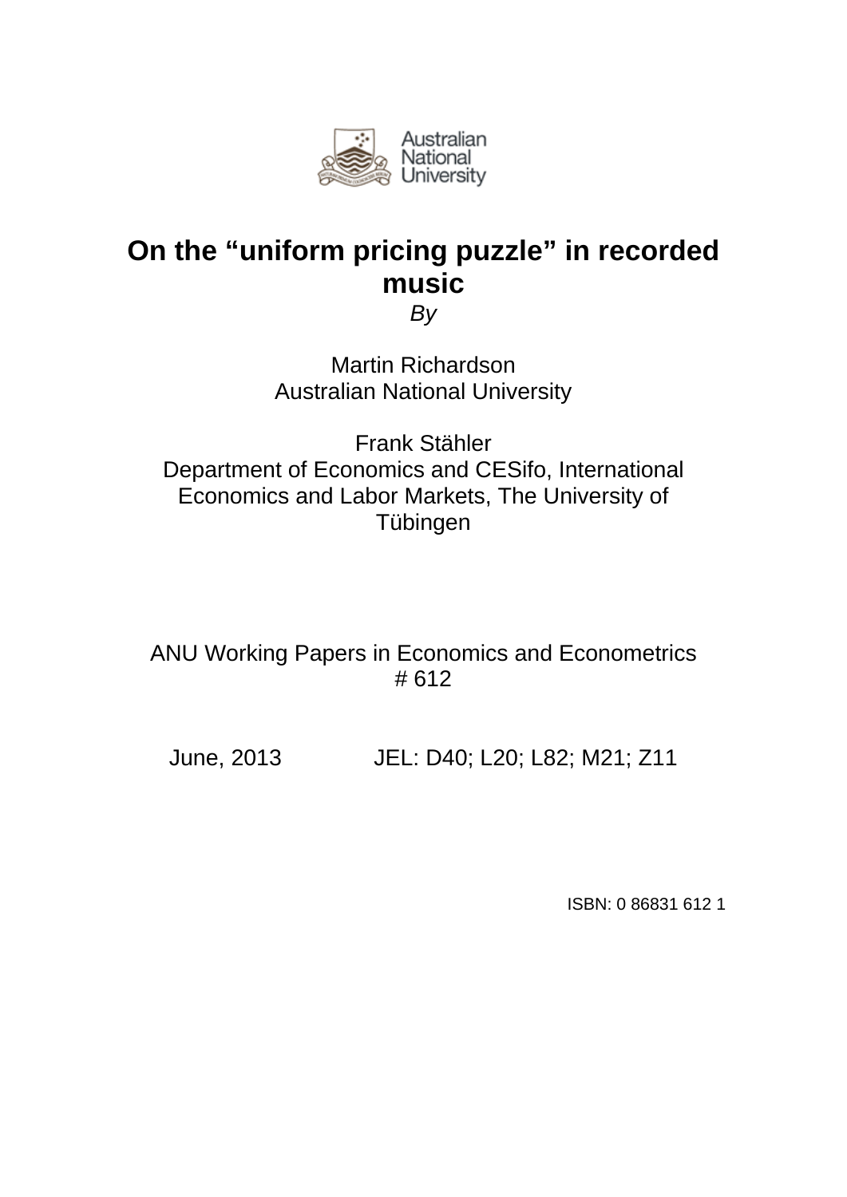# On the "uniform pricing puzzle" in recorded music

*By*

Martin Richardson
Australian National University

Frank Stähler
Department of Economics and CESifo, International Economics and Labor Markets, The University of Tübingen

ANU Working Papers in Economics and Econometrics
# 612

June, 2013 JEL: D40; L20; L82; M21; Z11

ISBN: 0 86831 612 1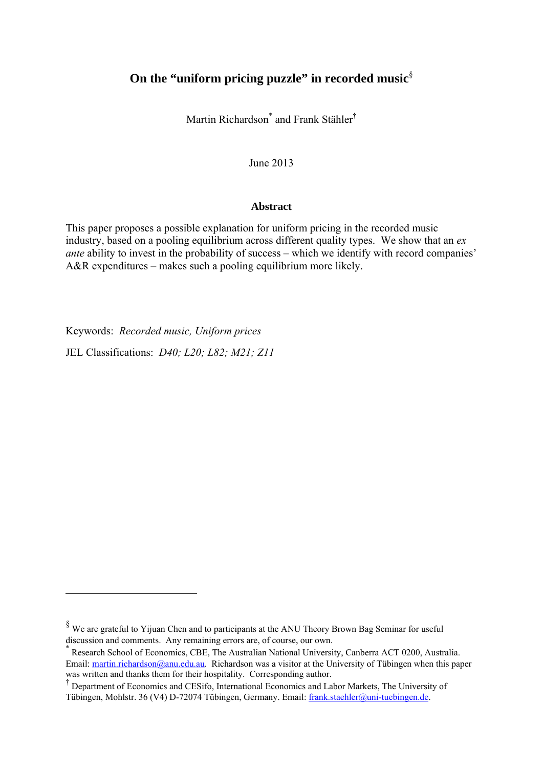# On the "uniform pricing puzzle" in recorded music[§]

Martin Richardson[*] and Frank Stähler[†]

June 2013

### Abstract

This paper proposes a possible explanation for uniform pricing in the recorded music industry, based on a pooling equilibrium across different quality types. We show that an *ex ante* ability to invest in the probability of success – which we identify with record companies' A&R expenditures – makes such a pooling equilibrium more likely.

Keywords: *Recorded music, Uniform prices*

JEL Classifications: *D40; L20; L82; M21; Z11*

---

[§] We are grateful to Yijuan Chen and to participants at the ANU Theory Brown Bag Seminar for useful discussion and comments. Any remaining errors are, of course, our own.

[*] Research School of Economics, CBE, The Australian National University, Canberra ACT 0200, Australia. Email: martin.richardson@anu.edu.au. Richardson was a visitor at the University of Tübingen when this paper was written and thanks them for their hospitality. Corresponding author.

[†] Department of Economics and CESifo, International Economics and Labor Markets, The University of Tübingen, Mohlstr. 36 (V4) D-72074 Tübingen, Germany. Email: frank.staehler@uni-tuebingen.de.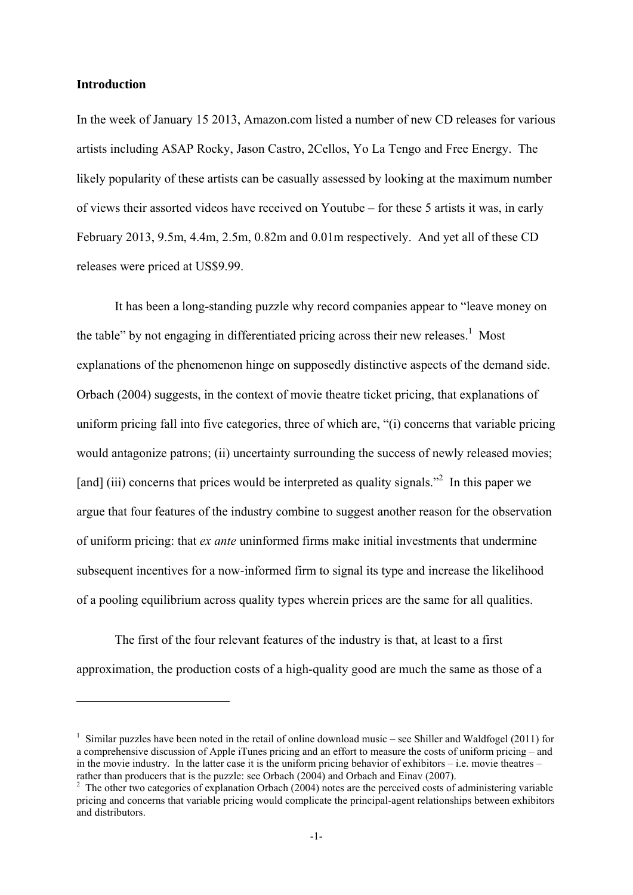**Introduction**

In the week of January 15 2013, Amazon.com listed a number of new CD releases for various artists including A$AP Rocky, Jason Castro, 2Cellos, Yo La Tengo and Free Energy. The likely popularity of these artists can be casually assessed by looking at the maximum number of views their assorted videos have received on Youtube – for these 5 artists it was, in early February 2013, 9.5m, 4.4m, 2.5m, 0.82m and 0.01m respectively. And yet all of these CD releases were priced at US$9.99.

It has been a long-standing puzzle why record companies appear to "leave money on the table" by not engaging in differentiated pricing across their new releases.[1] Most explanations of the phenomenon hinge on supposedly distinctive aspects of the demand side. Orbach (2004) suggests, in the context of movie theatre ticket pricing, that explanations of uniform pricing fall into five categories, three of which are, "(i) concerns that variable pricing would antagonize patrons; (ii) uncertainty surrounding the success of newly released movies; [and] (iii) concerns that prices would be interpreted as quality signals."[2] In this paper we argue that four features of the industry combine to suggest another reason for the observation of uniform pricing: that *ex ante* uninformed firms make initial investments that undermine subsequent incentives for a now-informed firm to signal its type and increase the likelihood of a pooling equilibrium across quality types wherein prices are the same for all qualities.

The first of the four relevant features of the industry is that, at least to a first approximation, the production costs of a high-quality good are much the same as those of a

[1] Similar puzzles have been noted in the retail of online download music – see Shiller and Waldfogel (2011) for a comprehensive discussion of Apple iTunes pricing and an effort to measure the costs of uniform pricing – and in the movie industry. In the latter case it is the uniform pricing behavior of exhibitors – i.e. movie theatres – rather than producers that is the puzzle: see Orbach (2004) and Orbach and Einav (2007).

[2] The other two categories of explanation Orbach (2004) notes are the perceived costs of administering variable pricing and concerns that variable pricing would complicate the principal-agent relationships between exhibitors and distributors.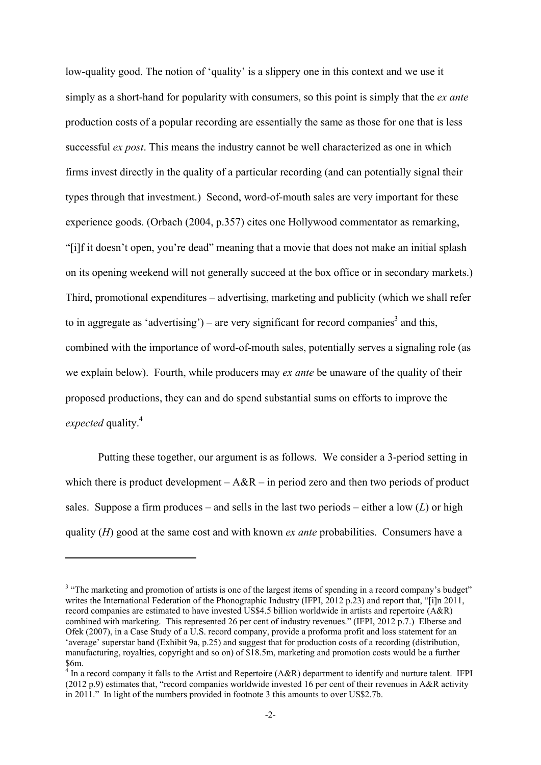low-quality good. The notion of 'quality' is a slippery one in this context and we use it simply as a short-hand for popularity with consumers, so this point is simply that the *ex ante* production costs of a popular recording are essentially the same as those for one that is less successful *ex post*. This means the industry cannot be well characterized as one in which firms invest directly in the quality of a particular recording (and can potentially signal their types through that investment.) Second, word-of-mouth sales are very important for these experience goods. (Orbach (2004, p.357) cites one Hollywood commentator as remarking, "[i]f it doesn't open, you're dead" meaning that a movie that does not make an initial splash on its opening weekend will not generally succeed at the box office or in secondary markets.) Third, promotional expenditures – advertising, marketing and publicity (which we shall refer to in aggregate as 'advertising') – are very significant for record companies[3] and this, combined with the importance of word-of-mouth sales, potentially serves a signaling role (as we explain below). Fourth, while producers may *ex ante* be unaware of the quality of their proposed productions, they can and do spend substantial sums on efforts to improve the *expected* quality.[4]

Putting these together, our argument is as follows. We consider a 3-period setting in which there is product development – A&R – in period zero and then two periods of product sales. Suppose a firm produces – and sells in the last two periods – either a low ($L$) or high quality ($H$) good at the same cost and with known *ex ante* probabilities. Consumers have a

---

[3] "The marketing and promotion of artists is one of the largest items of spending in a record company's budget" writes the International Federation of the Phonographic Industry (IFPI, 2012 p.23) and report that, "[i]n 2011, record companies are estimated to have invested US$4.5 billion worldwide in artists and repertoire (A&R) combined with marketing. This represented 26 per cent of industry revenues." (IFPI, 2012 p.7.) Elberse and Ofek (2007), in a Case Study of a U.S. record company, provide a proforma profit and loss statement for an 'average' superstar band (Exhibit 9a, p.25) and suggest that for production costs of a recording (distribution, manufacturing, royalties, copyright and so on) of $18.5m, marketing and promotion costs would be a further $6m.

[4] In a record company it falls to the Artist and Repertoire (A&R) department to identify and nurture talent. IFPI (2012 p.9) estimates that, "record companies worldwide invested 16 per cent of their revenues in A&R activity in 2011." In light of the numbers provided in footnote 3 this amounts to over US$2.7b.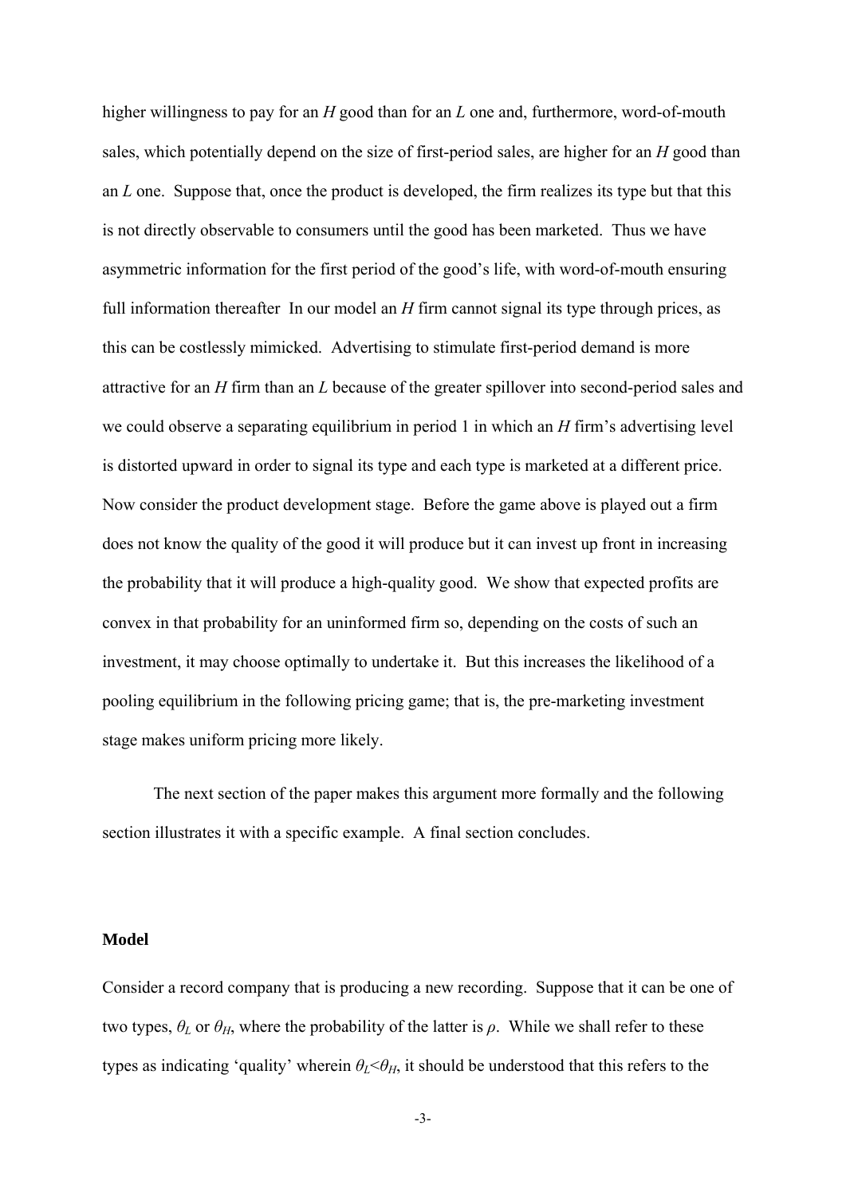higher willingness to pay for an *H* good than for an *L* one and, furthermore, word-of-mouth sales, which potentially depend on the size of first-period sales, are higher for an *H* good than an *L* one. Suppose that, once the product is developed, the firm realizes its type but that this is not directly observable to consumers until the good has been marketed. Thus we have asymmetric information for the first period of the good's life, with word-of-mouth ensuring full information thereafter In our model an *H* firm cannot signal its type through prices, as this can be costlessly mimicked. Advertising to stimulate first-period demand is more attractive for an *H* firm than an *L* because of the greater spillover into second-period sales and we could observe a separating equilibrium in period 1 in which an *H* firm's advertising level is distorted upward in order to signal its type and each type is marketed at a different price. Now consider the product development stage. Before the game above is played out a firm does not know the quality of the good it will produce but it can invest up front in increasing the probability that it will produce a high-quality good. We show that expected profits are convex in that probability for an uninformed firm so, depending on the costs of such an investment, it may choose optimally to undertake it. But this increases the likelihood of a pooling equilibrium in the following pricing game; that is, the pre-marketing investment stage makes uniform pricing more likely.

The next section of the paper makes this argument more formally and the following section illustrates it with a specific example. A final section concludes.

## Model

Consider a record company that is producing a new recording. Suppose that it can be one of two types, $\theta_L$ or $\theta_H$, where the probability of the latter is $\rho$. While we shall refer to these types as indicating 'quality' wherein $\theta_L<\theta_H$, it should be understood that this refers to the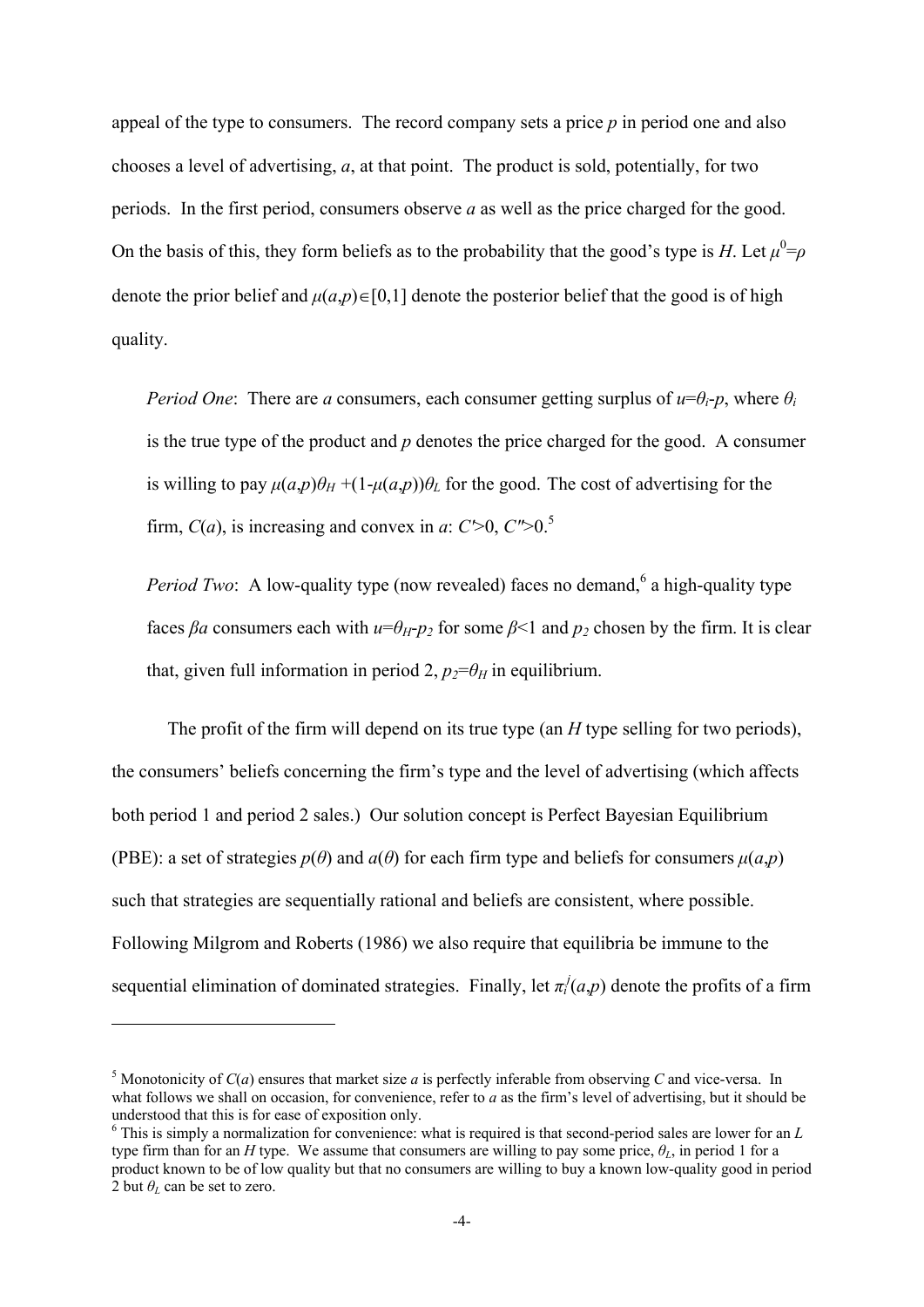appeal of the type to consumers. The record company sets a price $p$ in period one and also chooses a level of advertising, $a$, at that point. The product is sold, potentially, for two periods. In the first period, consumers observe $a$ as well as the price charged for the good. On the basis of this, they form beliefs as to the probability that the good's type is $H$. Let $\mu^0=\rho$ denote the prior belief and $\mu(a,p)\in[0,1]$ denote the posterior belief that the good is of high quality.

> *Period One*: There are $a$ consumers, each consumer getting surplus of $u=\theta_i-p$, where $\theta_i$ is the true type of the product and $p$ denotes the price charged for the good. A consumer is willing to pay $\mu(a,p)\theta_H+(1-\mu(a,p))\theta_L$ for the good. The cost of advertising for the firm, $C(a)$, is increasing and convex in $a$: $C'>0$, $C''>0$.[5]
>
> *Period Two*: A low-quality type (now revealed) faces no demand,[6] a high-quality type faces $\beta a$ consumers each with $u=\theta_H-p_2$ for some $\beta<1$ and $p_2$ chosen by the firm. It is clear that, given full information in period 2, $p_2=\theta_H$ in equilibrium.

The profit of the firm will depend on its true type (an $H$ type selling for two periods), the consumers' beliefs concerning the firm's type and the level of advertising (which affects both period 1 and period 2 sales.) Our solution concept is Perfect Bayesian Equilibrium (PBE): a set of strategies $p(\theta)$ and $a(\theta)$ for each firm type and beliefs for consumers $\mu(a,p)$ such that strategies are sequentially rational and beliefs are consistent, where possible. Following Milgrom and Roberts (1986) we also require that equilibria be immune to the sequential elimination of dominated strategies. Finally, let $\pi_i^j(a,p)$ denote the profits of a firm

---

[5] Monotonicity of $C(a)$ ensures that market size $a$ is perfectly inferable from observing $C$ and vice-versa. In what follows we shall on occasion, for convenience, refer to $a$ as the firm's level of advertising, but it should be understood that this is for ease of exposition only.

[6] This is simply a normalization for convenience: what is required is that second-period sales are lower for an $L$ type firm than for an $H$ type. We assume that consumers are willing to pay some price, $\theta_L$, in period 1 for a product known to be of low quality but that no consumers are willing to buy a known low-quality good in period 2 but $\theta_L$ can be set to zero.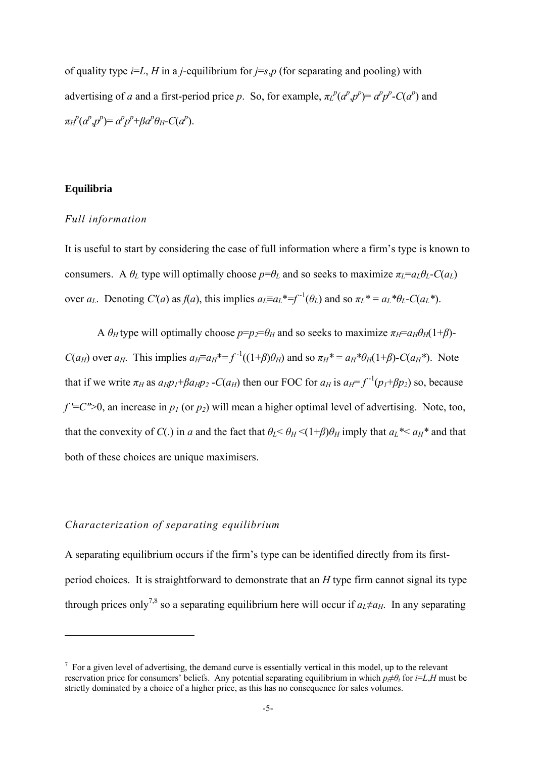of quality type $i=L, H$ in a $j$-equilibrium for $j=s,p$ (for separating and pooling) with advertising of $a$ and a first-period price $p$. So, for example, $\pi_L^p(a^p,p^p)= a^p p^p - C(a^p)$ and $\pi_H^p(a^p,p^p)= a^p p^p + \beta a^p \theta_H - C(a^p)$.

## Equilibria

### *Full information*

It is useful to start by considering the case of full information where a firm's type is known to consumers. A $\theta_L$ type will optimally choose $p=\theta_L$ and so seeks to maximize $\pi_L = a_L\theta_L - C(a_L)$ over $a_L$. Denoting $C'(a)$ as $f(a)$, this implies $a_L \equiv a_L^* = f^{-1}(\theta_L)$ and so $\pi_L^* = a_L^*\theta_L - C(a_L^*)$.

A $\theta_H$ type will optimally choose $p=p_2=\theta_H$ and so seeks to maximize $\pi_H = a_H\theta_H(1+\beta) - C(a_H)$ over $a_H$. This implies $a_H \equiv a_H^* = f^{-1}((1+\beta)\theta_H)$ and so $\pi_H^* = a_H^*\theta_H(1+\beta) - C(a_H^*)$. Note that if we write $\pi_H$ as $a_H p_1 + \beta a_H p_2 - C(a_H)$ then our FOC for $a_H$ is $a_H = f^{-1}(p_1+\beta p_2)$ so, because $f' = C'' > 0$, an increase in $p_1$ (or $p_2$) will mean a higher optimal level of advertising. Note, too, that the convexity of $C(.)$ in $a$ and the fact that $\theta_L < \theta_H < (1+\beta)\theta_H$ imply that $a_L^* < a_H^*$ and that both of these choices are unique maximisers.

### *Characterization of separating equilibrium*

A separating equilibrium occurs if the firm's type can be identified directly from its first-period choices. It is straightforward to demonstrate that an $H$ type firm cannot signal its type through prices only[7,8] so a separating equilibrium here will occur if $a_L \neq a_H$. In any separating

---

[7] For a given level of advertising, the demand curve is essentially vertical in this model, up to the relevant reservation price for consumers' beliefs. Any potential separating equilibrium in which $p_i \neq \theta_i$ for $i=L,H$ must be strictly dominated by a choice of a higher price, as this has no consequence for sales volumes.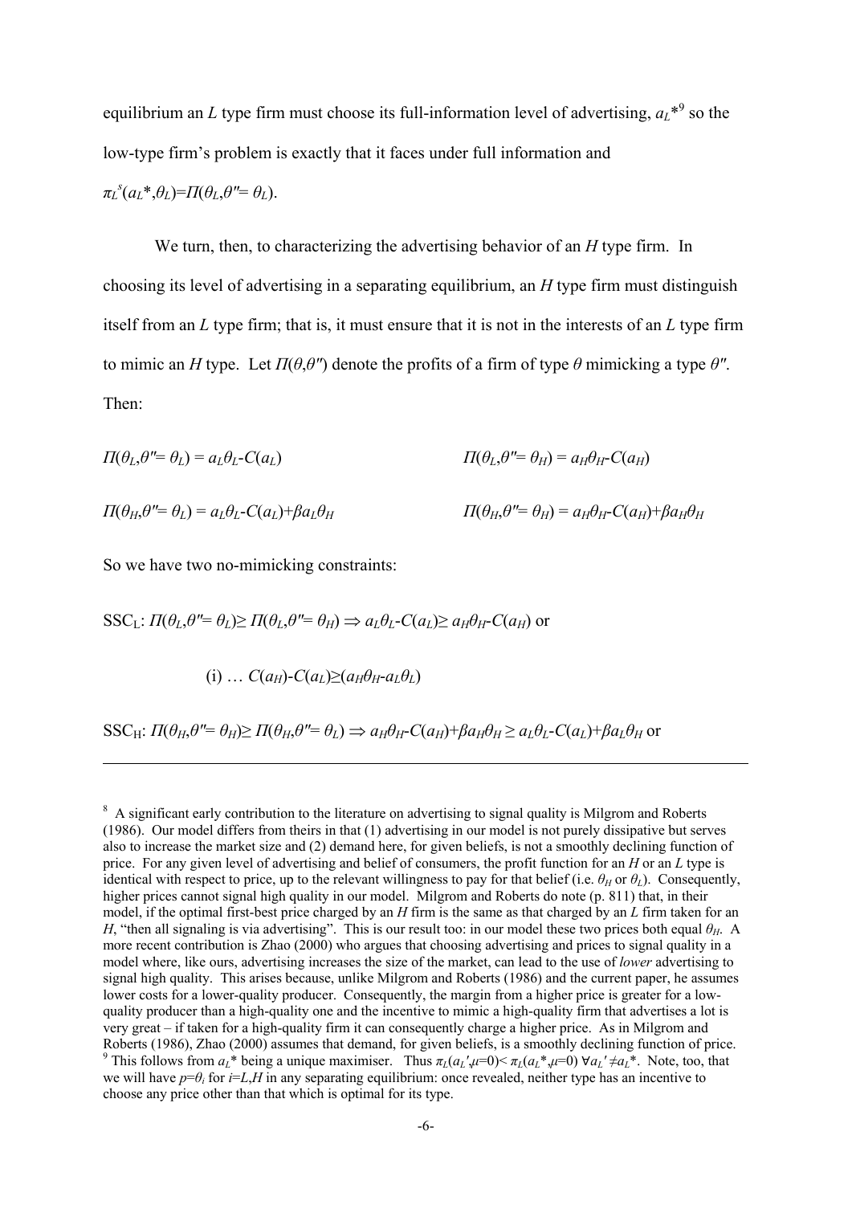equilibrium an $L$ type firm must choose its full-information level of advertising, $a_L$*[9] so the low-type firm's problem is exactly that it faces under full information and $\pi_L^s(a_L^*,\theta_L)=\Pi(\theta_L,\theta''=\theta_L)$.

We turn, then, to characterizing the advertising behavior of an $H$ type firm. In choosing its level of advertising in a separating equilibrium, an $H$ type firm must distinguish itself from an $L$ type firm; that is, it must ensure that it is not in the interests of an $L$ type firm to mimic an $H$ type. Let $\Pi(\theta,\theta'')$ denote the profits of a firm of type $\theta$ mimicking a type $\theta''$. Then:

$$\Pi(\theta_L,\theta''=\theta_L) = a_L\theta_L - C(a_L) \qquad \Pi(\theta_L,\theta''=\theta_H) = a_H\theta_H - C(a_H)$$

$$\Pi(\theta_H,\theta''=\theta_L) = a_L\theta_L - C(a_L) + \beta a_L\theta_H \qquad \Pi(\theta_H,\theta''=\theta_H) = a_H\theta_H - C(a_H) + \beta a_H\theta_H$$

So we have two no-mimicking constraints:

SSC$_L$: $\Pi(\theta_L,\theta''=\theta_L) \geq \Pi(\theta_L,\theta''=\theta_H) \Rightarrow a_L\theta_L - C(a_L) \geq a_H\theta_H - C(a_H)$ or

(i) … $C(a_H) - C(a_L) \geq (a_H\theta_H - a_L\theta_L)$

SSC$_H$: $\Pi(\theta_H,\theta''=\theta_H) \geq \Pi(\theta_H,\theta''=\theta_L) \Rightarrow a_H\theta_H - C(a_H) + \beta a_H\theta_H \geq a_L\theta_L - C(a_L) + \beta a_L\theta_H$ or

---

[8] A significant early contribution to the literature on advertising to signal quality is Milgrom and Roberts (1986). Our model differs from theirs in that (1) advertising in our model is not purely dissipative but serves also to increase the market size and (2) demand here, for given beliefs, is not a smoothly declining function of price. For any given level of advertising and belief of consumers, the profit function for an $H$ or an $L$ type is identical with respect to price, up to the relevant willingness to pay for that belief (i.e. $\theta_H$ or $\theta_L$). Consequently, higher prices cannot signal high quality in our model. Milgrom and Roberts do note (p. 811) that, in their model, if the optimal first-best price charged by an $H$ firm is the same as that charged by an $L$ firm taken for an $H$, "then all signaling is via advertising". This is our result too: in our model these two prices both equal $\theta_H$. A more recent contribution is Zhao (2000) who argues that choosing advertising and prices to signal quality in a model where, like ours, advertising increases the size of the market, can lead to the use of *lower* advertising to signal high quality. This arises because, unlike Milgrom and Roberts (1986) and the current paper, he assumes lower costs for a lower-quality producer. Consequently, the margin from a higher price is greater for a low-quality producer than a high-quality one and the incentive to mimic a high-quality firm that advertises a lot is very great – if taken for a high-quality firm it can consequently charge a higher price. As in Milgrom and Roberts (1986), Zhao (2000) assumes that demand, for given beliefs, is a smoothly declining function of price.

[9] This follows from $a_L$* being a unique maximiser. Thus $\pi_L(a_L',\mu=0) < \pi_L(a_L^*,\mu=0)\ \forall a_L' \neq a_L^*$. Note, too, that we will have $p=\theta_i$ for $i=L,H$ in any separating equilibrium: once revealed, neither type has an incentive to choose any price other than that which is optimal for its type.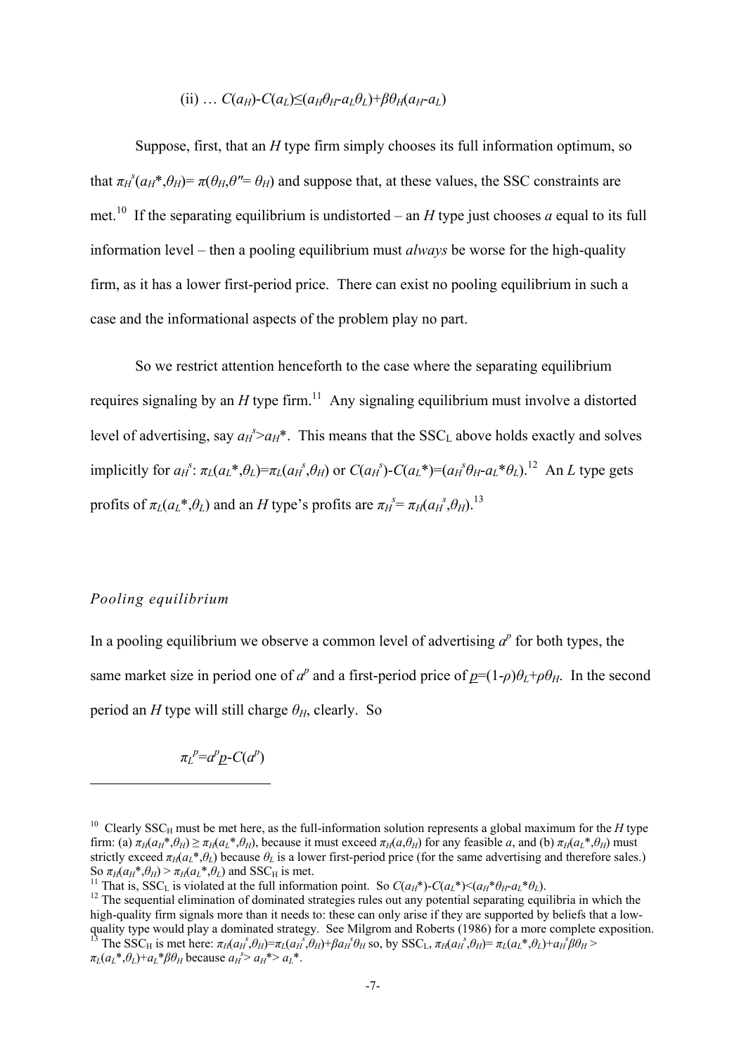(ii) … $C(a_H)$-$C(a_L)$≤$(a_H\theta_H$-$a_L\theta_L)$+$\beta\theta_H(a_H$-$a_L)$

Suppose, first, that an $H$ type firm simply chooses its full information optimum, so that $\pi_H^s(a_H^*,\theta_H)= \pi(\theta_H,\theta''= \theta_H)$ and suppose that, at these values, the SSC constraints are met.[10] If the separating equilibrium is undistorted – an $H$ type just chooses $a$ equal to its full information level – then a pooling equilibrium must *always* be worse for the high-quality firm, as it has a lower first-period price. There can exist no pooling equilibrium in such a case and the informational aspects of the problem play no part.

So we restrict attention henceforth to the case where the separating equilibrium requires signaling by an $H$ type firm.[11] Any signaling equilibrium must involve a distorted level of advertising, say $a_H^s>a_H^*$. This means that the $SSC_L$ above holds exactly and solves implicitly for $a_H^s$: $\pi_L(a_L^*,\theta_L)=\pi_L(a_H^s,\theta_H)$ or $C(a_H^s)$-$C(a_L^*)=(a_H^s\theta_H$-$a_L^*\theta_L)$.[12] An $L$ type gets profits of $\pi_L(a_L^*,\theta_L)$ and an $H$ type's profits are $\pi_H^s= \pi_H(a_H^s,\theta_H)$.[13]

### *Pooling equilibrium*

In a pooling equilibrium we observe a common level of advertising $a^p$ for both types, the same market size in period one of $a^p$ and a first-period price of $\underline{p}=(1$-$\rho)\theta_L+\rho\theta_H$. In the second period an $H$ type will still charge $\theta_H$, clearly. So

$$\pi_L^p=a^p\underline{p}-C(a^p)$$

---

[10] Clearly $SSC_H$ must be met here, as the full-information solution represents a global maximum for the $H$ type firm: (a) $\pi_H(a_H^*,\theta_H) \geq \pi_H(a_L^*,\theta_H)$, because it must exceed $\pi_H(a,\theta_H)$ for any feasible $a$, and (b) $\pi_H(a_L^*,\theta_H)$ must strictly exceed $\pi_H(a_L^*,\theta_L)$ because $\theta_L$ is a lower first-period price (for the same advertising and therefore sales.) So $\pi_H(a_H^*,\theta_H) > \pi_H(a_L^*,\theta_L)$ and $SSC_H$ is met.

[11] That is, $SSC_L$ is violated at the full information point. So $C(a_H^*)$-$C(a_L^*)<(a_H^*\theta_H$-$a_L^*\theta_L)$.

[12] The sequential elimination of dominated strategies rules out any potential separating equilibria in which the high-quality firm signals more than it needs to: these can only arise if they are supported by beliefs that a low-quality type would play a dominated strategy. See Milgrom and Roberts (1986) for a more complete exposition.

[13] The $SSC_H$ is met here: $\pi_H(a_H^s,\theta_H)=\pi_L(a_H^s,\theta_H)+\beta a_H^s\theta_H$ so, by $SSC_L$, $\pi_H(a_H^s,\theta_H)= \pi_L(a_L^*,\theta_L)+a_H^s\beta\theta_H > \pi_L(a_L^*,\theta_L)+a_L^*\beta\theta_H$ because $a_H^s> a_H^*> a_L^*$.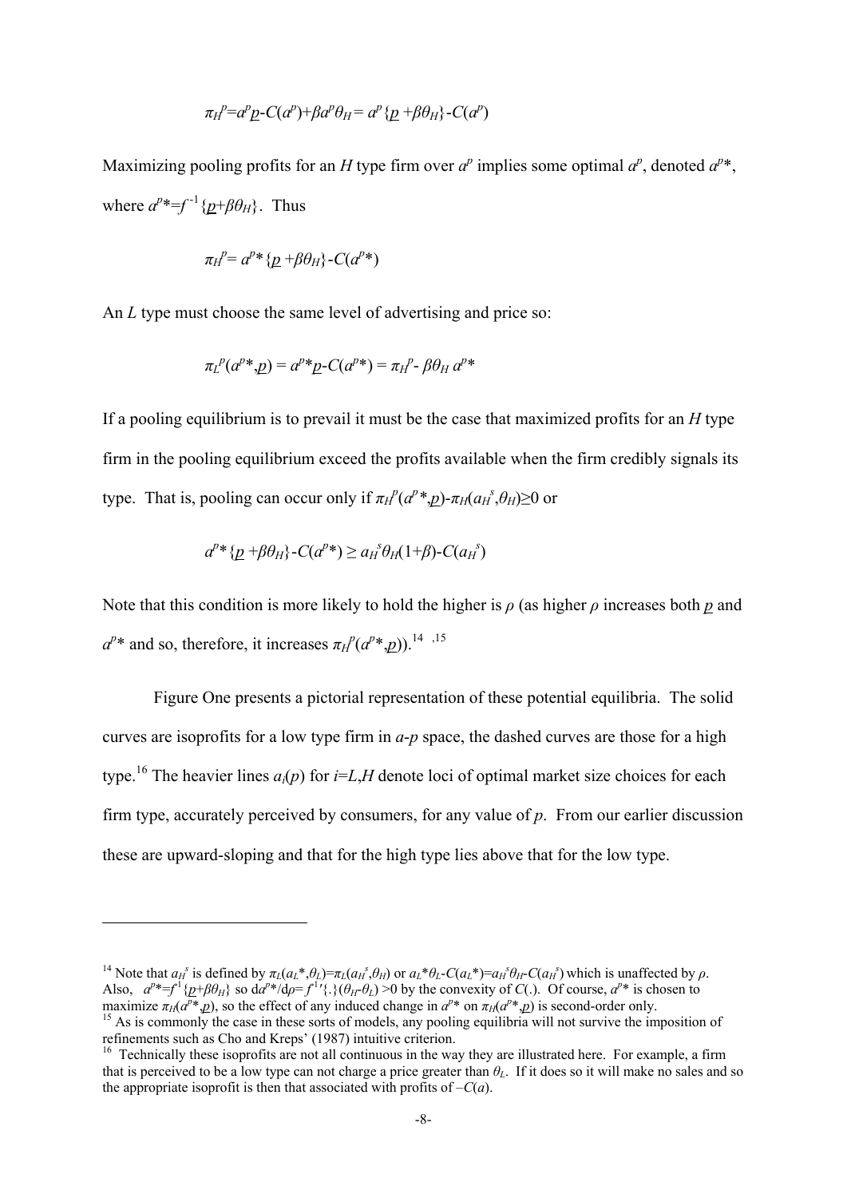$$\pi_H^p = a^p \underline{p} - C(a^p) + \beta a^p \theta_H = a^p\{\underline{p} + \beta\theta_H\} - C(a^p)$$

Maximizing pooling profits for an *H* type firm over $a^p$ implies some optimal $a^p$, denoted $a^{p*}$, where $a^{p*} = f^{-1}\{\underline{p} + \beta\theta_H\}$. Thus

$$\pi_H^p = a^{p*}\{\underline{p} + \beta\theta_H\} - C(a^{p*})$$

An *L* type must choose the same level of advertising and price so:

$$\pi_L^p(a^{p*}, \underline{p}) = a^{p*}\underline{p} - C(a^{p*}) = \pi_H^p - \beta\theta_H\, a^{p*}$$

If a pooling equilibrium is to prevail it must be the case that maximized profits for an *H* type firm in the pooling equilibrium exceed the profits available when the firm credibly signals its type. That is, pooling can occur only if $\pi_H^p(a^{p*}, \underline{p}) - \pi_H(a_H^s, \theta_H) \geq 0$ or

$$a^{p*}\{\underline{p} + \beta\theta_H\} - C(a^{p*}) \geq a_H^s\theta_H(1+\beta) - C(a_H^s)$$

Note that this condition is more likely to hold the higher is $\rho$ (as higher $\rho$ increases both $\underline{p}$ and $a^{p*}$ and so, therefore, it increases $\pi_H^p(a^{p*}, \underline{p})$).[14] [,15]

Figure One presents a pictorial representation of these potential equilibria. The solid curves are isoprofits for a low type firm in *a-p* space, the dashed curves are those for a high type.[16] The heavier lines $a_i(p)$ for $i$=*L*,*H* denote loci of optimal market size choices for each firm type, accurately perceived by consumers, for any value of *p*. From our earlier discussion these are upward-sloping and that for the high type lies above that for the low type.

---

[14] Note that $a_H^s$ is defined by $\pi_L(a_L^*, \theta_L) = \pi_L(a_H^s, \theta_H)$ or $a_L^*\theta_L - C(a_L^*) = a_H^s\theta_H - C(a_H^s)$ which is unaffected by $\rho$. Also, $a^{p*} = f^{-1}\{\underline{p} + \beta\theta_H\}$ so $da^{p*}/d\rho = f^{-1\prime}\{.\}(\theta_H - \theta_L) > 0$ by the convexity of $C(.)$. Of course, $a^{p*}$ is chosen to maximize $\pi_H(a^{p*}, \underline{p})$, so the effect of any induced change in $a^{p*}$ on $\pi_H(a^{p*}, \underline{p})$ is second-order only.

[15] As is commonly the case in these sorts of models, any pooling equilibria will not survive the imposition of refinements such as Cho and Kreps' (1987) intuitive criterion.

[16] Technically these isoprofits are not all continuous in the way they are illustrated here. For example, a firm that is perceived to be a low type can not charge a price greater than $\theta_L$. If it does so it will make no sales and so the appropriate isoprofit is then that associated with profits of $-C(a)$.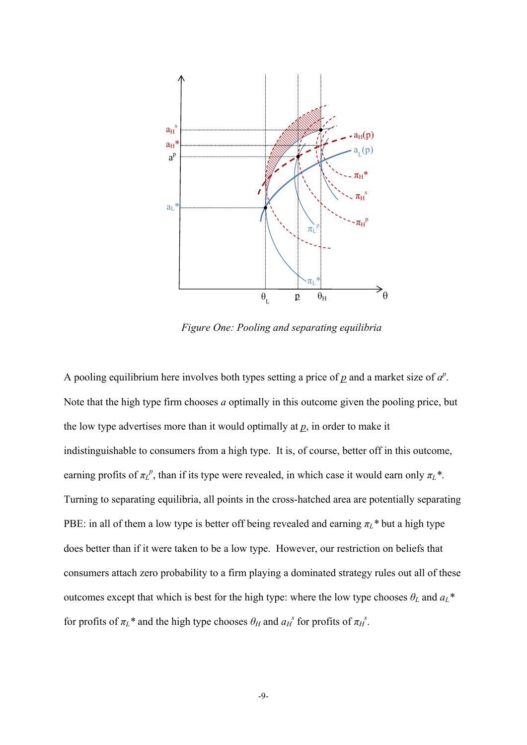*Figure One: Pooling and separating equilibria*

A pooling equilibrium here involves both types setting a price of $\underline{p}$ and a market size of $a^p$. Note that the high type firm chooses $a$ optimally in this outcome given the pooling price, but the low type advertises more than it would optimally at $\underline{p}$, in order to make it indistinguishable to consumers from a high type. It is, of course, better off in this outcome, earning profits of $\pi_L^p$, than if its type were revealed, in which case it would earn only $\pi_L$*. Turning to separating equilibria, all points in the cross-hatched area are potentially separating PBE: in all of them a low type is better off being revealed and earning $\pi_L$* but a high type does better than if it were taken to be a low type. However, our restriction on beliefs that consumers attach zero probability to a firm playing a dominated strategy rules out all of these outcomes except that which is best for the high type: where the low type chooses $\theta_L$ and $a_L$* for profits of $\pi_L$* and the high type chooses $\theta_H$ and $a_H^s$ for profits of $\pi_H^s$.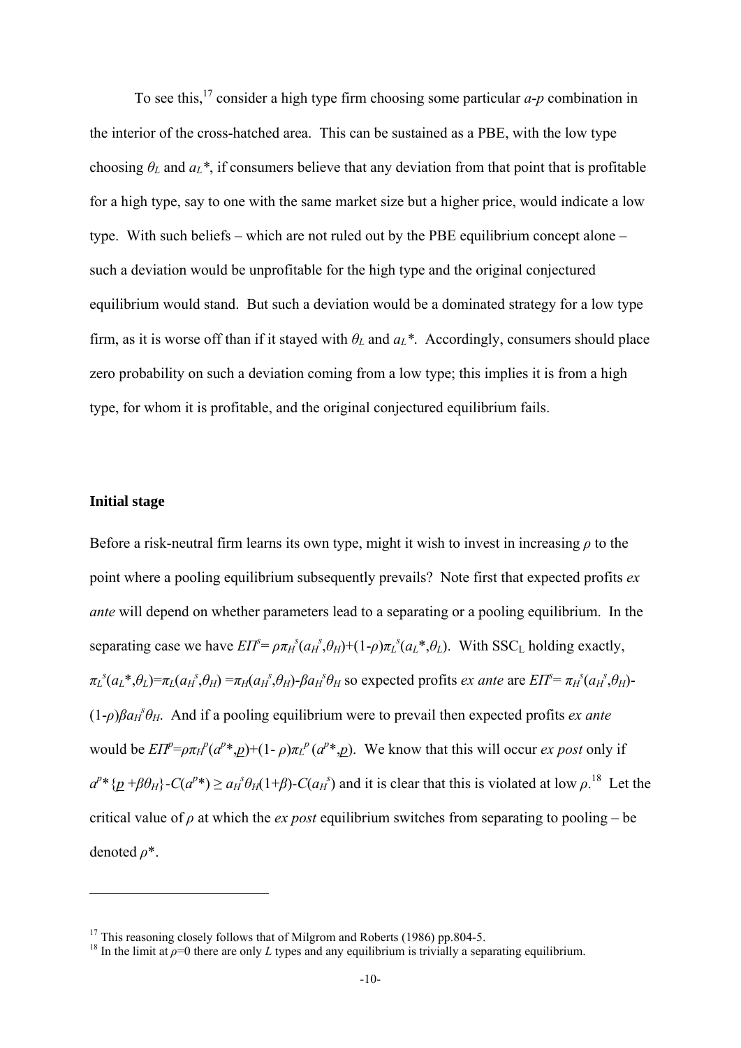To see this,[17] consider a high type firm choosing some particular *a-p* combination in the interior of the cross-hatched area. This can be sustained as a PBE, with the low type choosing $\theta_L$ and $a_L*$, if consumers believe that any deviation from that point that is profitable for a high type, say to one with the same market size but a higher price, would indicate a low type. With such beliefs – which are not ruled out by the PBE equilibrium concept alone – such a deviation would be unprofitable for the high type and the original conjectured equilibrium would stand. But such a deviation would be a dominated strategy for a low type firm, as it is worse off than if it stayed with $\theta_L$ and $a_L*$. Accordingly, consumers should place zero probability on such a deviation coming from a low type; this implies it is from a high type, for whom it is profitable, and the original conjectured equilibrium fails.

**Initial stage**

Before a risk-neutral firm learns its own type, might it wish to invest in increasing $\rho$ to the point where a pooling equilibrium subsequently prevails? Note first that expected profits *ex ante* will depend on whether parameters lead to a separating or a pooling equilibrium. In the separating case we have $E\Pi^s = \rho\pi_H^s(a_H^s,\theta_H)+(1-\rho)\pi_L^s(a_L*,\theta_L)$. With $SSC_L$ holding exactly, $\pi_L^s(a_L*,\theta_L)=\pi_L(a_H^s,\theta_H) =\pi_H(a_H^s,\theta_H)-\beta a_H^s\theta_H$ so expected profits *ex ante* are $E\Pi^s= \pi_H^s(a_H^s,\theta_H)-(1-\rho)\beta a_H^s\theta_H$. And if a pooling equilibrium were to prevail then expected profits *ex ante* would be $E\Pi^p=\rho\pi_H^p(a^p*,\underline{p})+(1-\rho)\pi_L^p(a^p*,\underline{p})$. We know that this will occur *ex post* only if $a^p*\{\underline{p}+\beta\theta_H\}-C(a^p*) \geq a_H^s\theta_H(1+\beta)-C(a_H^s)$ and it is clear that this is violated at low $\rho$.[18] Let the critical value of $\rho$ at which the *ex post* equilibrium switches from separating to pooling – be denoted $\rho$*.

[17] This reasoning closely follows that of Milgrom and Roberts (1986) pp.804-5.

[18] In the limit at $\rho$=0 there are only *L* types and any equilibrium is trivially a separating equilibrium.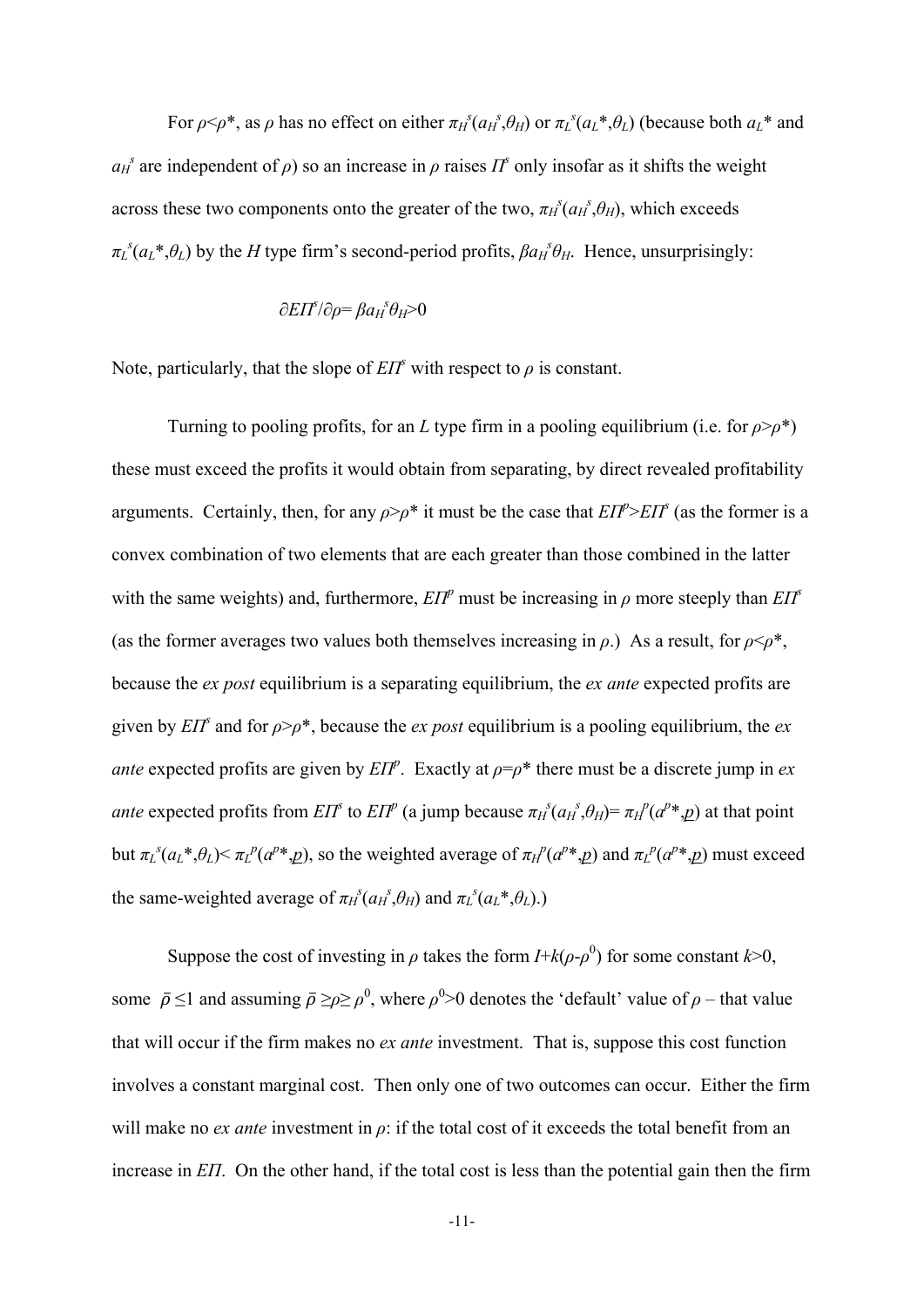For $\rho<\rho^*$, as $\rho$ has no effect on either $\pi_H^s(a_H^s,\theta_H)$ or $\pi_L^s(a_L^*,\theta_L)$ (because both $a_L^*$ and $a_H^s$ are independent of $\rho$) so an increase in $\rho$ raises $\Pi^s$ only insofar as it shifts the weight across these two components onto the greater of the two, $\pi_H^s(a_H^s,\theta_H)$, which exceeds $\pi_L^s(a_L^*,\theta_L)$ by the $H$ type firm's second-period profits, $\beta a_H^s\theta_H$. Hence, unsurprisingly:

$$\partial E\Pi^s/\partial\rho = \beta a_H^s\theta_H > 0$$

Note, particularly, that the slope of $E\Pi^s$ with respect to $\rho$ is constant.

Turning to pooling profits, for an $L$ type firm in a pooling equilibrium (i.e. for $\rho>\rho^*$) these must exceed the profits it would obtain from separating, by direct revealed profitability arguments. Certainly, then, for any $\rho>\rho^*$ it must be the case that $E\Pi^p>E\Pi^s$ (as the former is a convex combination of two elements that are each greater than those combined in the latter with the same weights) and, furthermore, $E\Pi^p$ must be increasing in $\rho$ more steeply than $E\Pi^s$ (as the former averages two values both themselves increasing in $\rho$.) As a result, for $\rho<\rho^*$, because the *ex post* equilibrium is a separating equilibrium, the *ex ante* expected profits are given by $E\Pi^s$ and for $\rho>\rho^*$, because the *ex post* equilibrium is a pooling equilibrium, the *ex ante* expected profits are given by $E\Pi^p$. Exactly at $\rho=\rho^*$ there must be a discrete jump in *ex ante* expected profits from $E\Pi^s$ to $E\Pi^p$ (a jump because $\pi_H^s(a_H^s,\theta_H)=\pi_H^p(a^{p*},\underline{p})$ at that point but $\pi_L^s(a_L^*,\theta_L)<\pi_L^p(a^{p*},\underline{p})$, so the weighted average of $\pi_H^p(a^{p*},\underline{p})$ and $\pi_L^p(a^{p*},\underline{p})$ must exceed the same-weighted average of $\pi_H^s(a_H^s,\theta_H)$ and $\pi_L^s(a_L^*,\theta_L)$.)

Suppose the cost of investing in $\rho$ takes the form $I+k(\rho-\rho^0)$ for some constant $k>0$, some $\bar{\rho}\leq 1$ and assuming $\bar{\rho}\geq\rho\geq\rho^0$, where $\rho^0>0$ denotes the 'default' value of $\rho$ – that value that will occur if the firm makes no *ex ante* investment. That is, suppose this cost function involves a constant marginal cost. Then only one of two outcomes can occur. Either the firm will make no *ex ante* investment in $\rho$: if the total cost of it exceeds the total benefit from an increase in $E\Pi$. On the other hand, if the total cost is less than the potential gain then the firm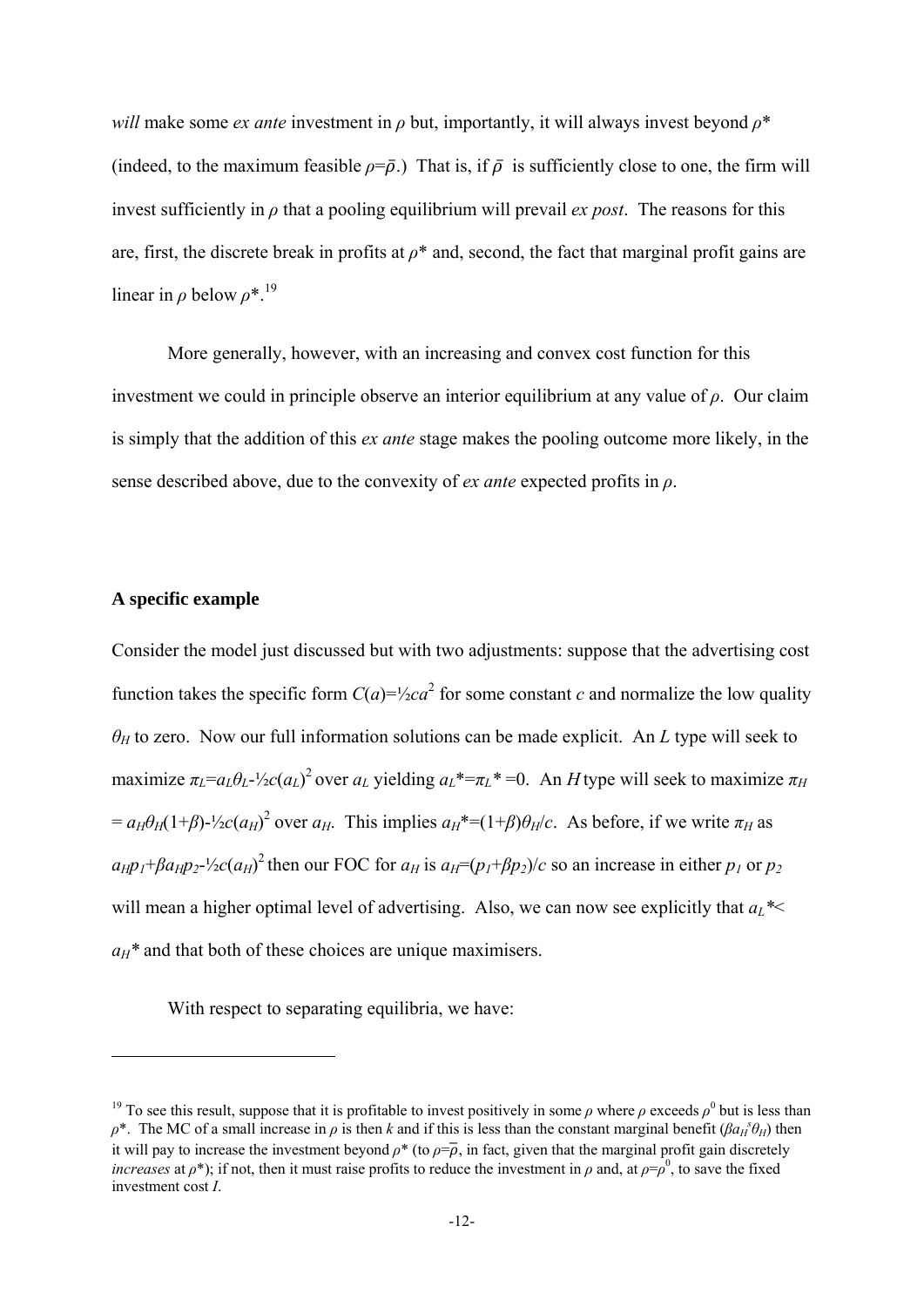*will* make some *ex ante* investment in $\rho$ but, importantly, it will always invest beyond $\rho^*$ (indeed, to the maximum feasible $\rho=\bar{\rho}$.) That is, if $\bar{\rho}$ is sufficiently close to one, the firm will invest sufficiently in $\rho$ that a pooling equilibrium will prevail *ex post*. The reasons for this are, first, the discrete break in profits at $\rho^*$ and, second, the fact that marginal profit gains are linear in $\rho$ below $\rho^*$.[19]

More generally, however, with an increasing and convex cost function for this investment we could in principle observe an interior equilibrium at any value of $\rho$. Our claim is simply that the addition of this *ex ante* stage makes the pooling outcome more likely, in the sense described above, due to the convexity of *ex ante* expected profits in $\rho$.

**A specific example**

Consider the model just discussed but with two adjustments: suppose that the advertising cost function takes the specific form $C(a)=\frac{1}{2}ca^2$ for some constant $c$ and normalize the low quality $\theta_H$ to zero. Now our full information solutions can be made explicit. An $L$ type will seek to maximize $\pi_L=a_L\theta_L-\frac{1}{2}c(a_L)^2$ over $a_L$ yielding $a_L^*=\pi_L^*=0$. An $H$ type will seek to maximize $\pi_H = a_H\theta_H(1+\beta)-\frac{1}{2}c(a_H)^2$ over $a_H$. This implies $a_H^*=(1+\beta)\theta_H/c$. As before, if we write $\pi_H$ as $a_Hp_1+\beta a_Hp_2-\frac{1}{2}c(a_H)^2$ then our FOC for $a_H$ is $a_H=(p_1+\beta p_2)/c$ so an increase in either $p_1$ or $p_2$ will mean a higher optimal level of advertising. Also, we can now see explicitly that $a_L^*< a_H^*$ and that both of these choices are unique maximisers.

With respect to separating equilibria, we have:

---

[19] To see this result, suppose that it is profitable to invest positively in some $\rho$ where $\rho$ exceeds $\rho^0$ but is less than $\rho^*$. The MC of a small increase in $\rho$ is then $k$ and if this is less than the constant marginal benefit ($\beta a_H^s\theta_H$) then it will pay to increase the investment beyond $\rho^*$ (to $\rho=\bar{\rho}$, in fact, given that the marginal profit gain discretely *increases* at $\rho^*$); if not, then it must raise profits to reduce the investment in $\rho$ and, at $\rho=\rho^0$, to save the fixed investment cost $I$.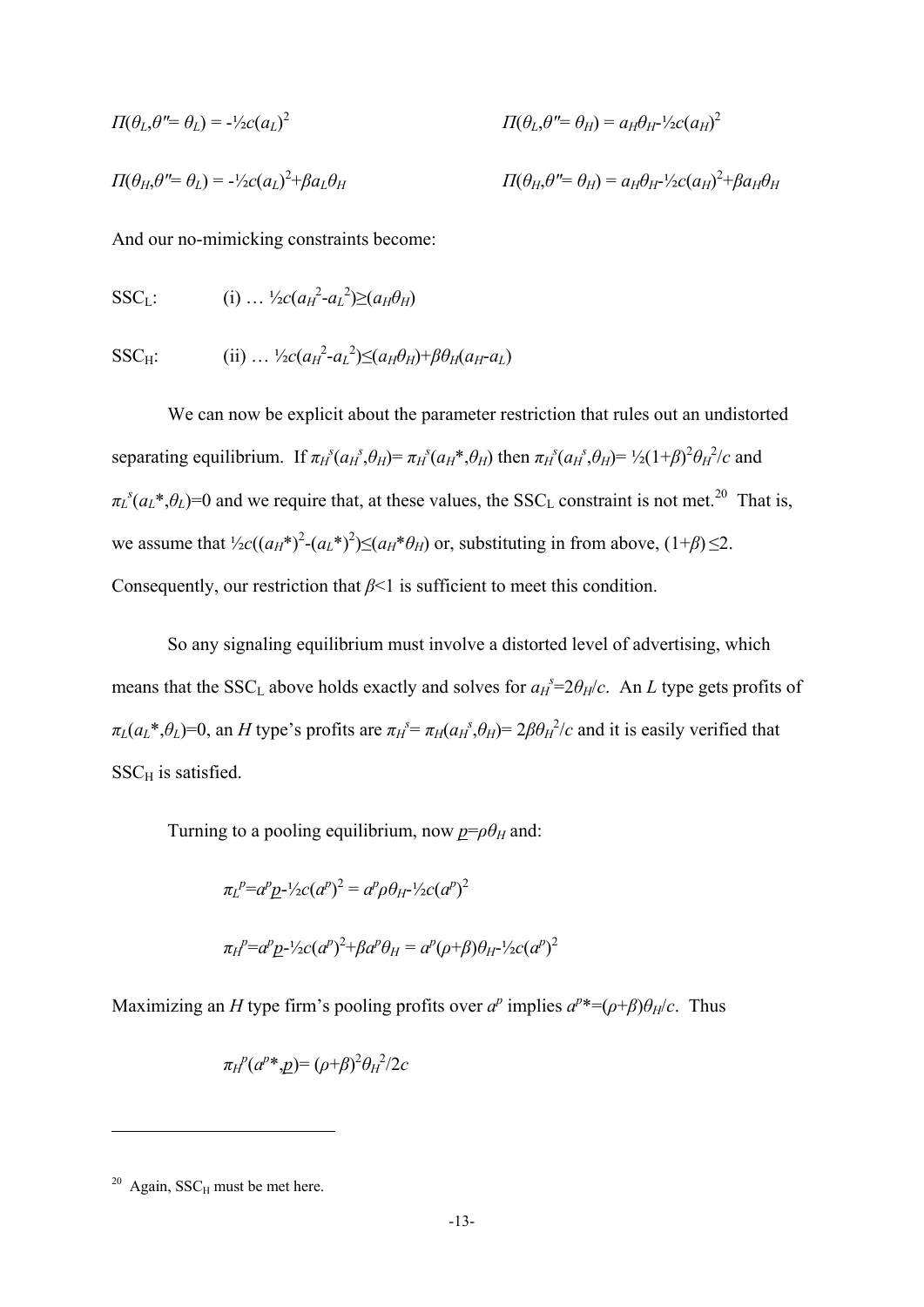$\Pi(\theta_L,\theta''=\theta_L) = -\frac{1}{2}c(a_L)^2$ $\qquad\qquad$ $\Pi(\theta_L,\theta''=\theta_H) = a_H\theta_H-\frac{1}{2}c(a_H)^2$

$\Pi(\theta_H,\theta''=\theta_L) = -\frac{1}{2}c(a_L)^2+\beta a_L\theta_H$ $\qquad\qquad$ $\Pi(\theta_H,\theta''=\theta_H) = a_H\theta_H-\frac{1}{2}c(a_H)^2+\beta a_H\theta_H$

And our no-mimicking constraints become:

$SSC_L$: $\qquad$ (i) … $\frac{1}{2}c(a_H^2-a_L^2)\geq(a_H\theta_H)$

$SSC_H$: $\qquad$ (ii) … $\frac{1}{2}c(a_H^2-a_L^2)\leq(a_H\theta_H)+\beta\theta_H(a_H-a_L)$

We can now be explicit about the parameter restriction that rules out an undistorted separating equilibrium. If $\pi_H^s(a_H^s,\theta_H)=\pi_H^s(a_H^*,\theta_H)$ then $\pi_H^s(a_H^s,\theta_H)=\frac{1}{2}(1+\beta)^2\theta_H^2/c$ and $\pi_L^s(a_L^*,\theta_L)=0$ and we require that, at these values, the $SSC_L$ constraint is not met.[20] That is, we assume that $\frac{1}{2}c((a_H^*)^2-(a_L^*)^2)\leq(a_H^*\theta_H)$ or, substituting in from above, $(1+\beta)\leq 2$. Consequently, our restriction that $\beta<1$ is sufficient to meet this condition.

So any signaling equilibrium must involve a distorted level of advertising, which means that the $SSC_L$ above holds exactly and solves for $a_H^s=2\theta_H/c$. An $L$ type gets profits of $\pi_L(a_L^*,\theta_L)=0$, an $H$ type's profits are $\pi_H^s=\pi_H(a_H^s,\theta_H)=2\beta\theta_H^2/c$ and it is easily verified that $SSC_H$ is satisfied.

Turning to a pooling equilibrium, now $\underline{p}=\rho\theta_H$ and:

$$\pi_L^p=a^p\underline{p}-\tfrac{1}{2}c(a^p)^2 = a^p\rho\theta_H-\tfrac{1}{2}c(a^p)^2$$

$$\pi_H^p=a^p\underline{p}-\tfrac{1}{2}c(a^p)^2+\beta a^p\theta_H = a^p(\rho+\beta)\theta_H-\tfrac{1}{2}c(a^p)^2$$

Maximizing an $H$ type firm's pooling profits over $a^p$ implies $a^{p*}=(\rho+\beta)\theta_H/c$. Thus

$$\pi_H^p(a^{p*},\underline{p})=(\rho+\beta)^2\theta_H^2/2c$$

---

[20] Again, $SSC_H$ must be met here.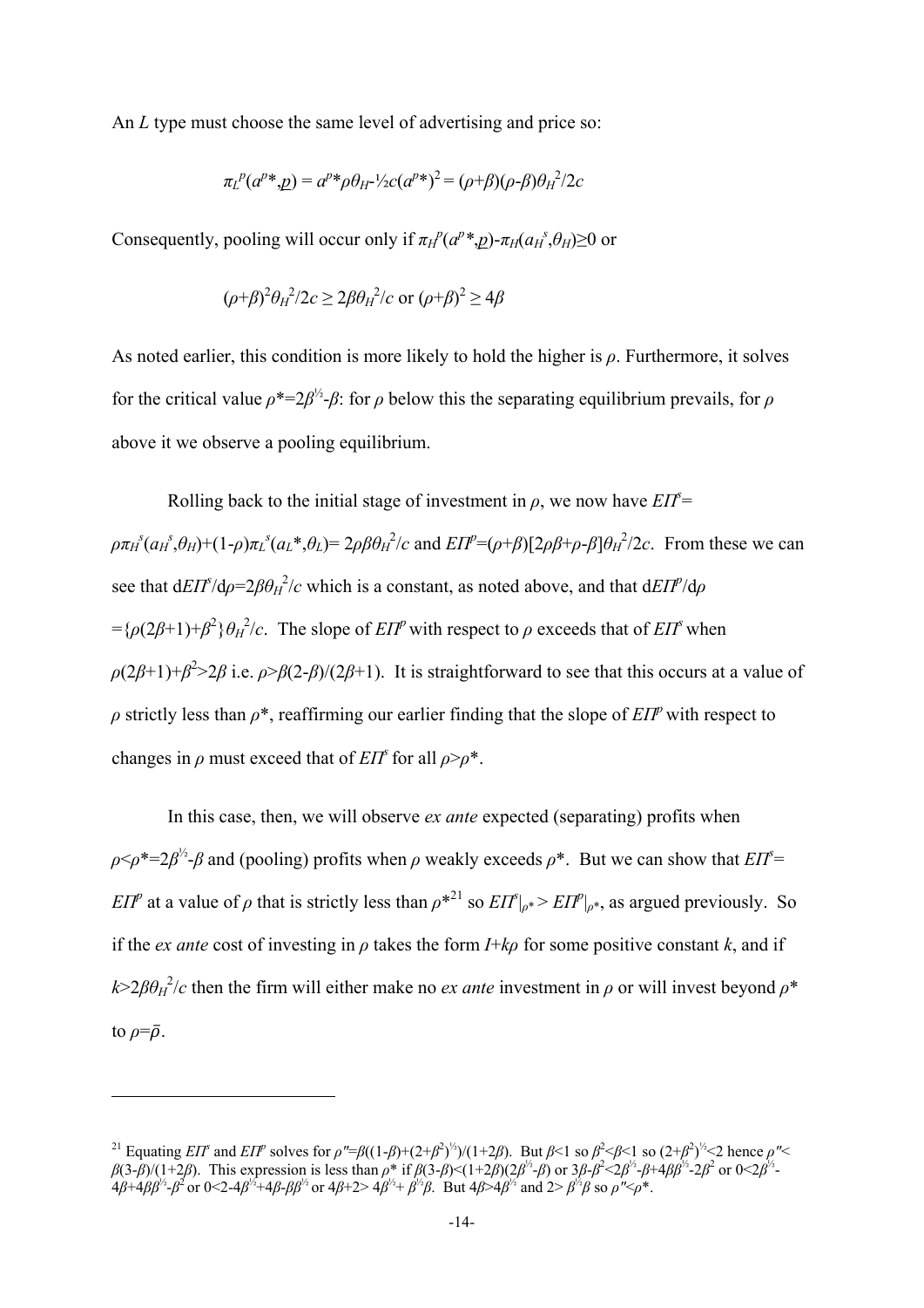An $L$ type must choose the same level of advertising and price so:

$$\pi_L^p(a^{p*},\underline{p}) = a^{p*}\rho\theta_H - ½c(a^{p*})^2 = (\rho+\beta)(\rho-\beta)\theta_H^2/2c$$

Consequently, pooling will occur only if $\pi_H^p(a^{p*},\underline{p})-\pi_H(a_H^s,\theta_H)\geq 0$ or

$$(\rho+\beta)^2\theta_H^2/2c \geq 2\beta\theta_H^2/c \text{ or } (\rho+\beta)^2 \geq 4\beta$$

As noted earlier, this condition is more likely to hold the higher is $\rho$. Furthermore, it solves for the critical value $\rho^*=2\beta^{½}-\beta$: for $\rho$ below this the separating equilibrium prevails, for $\rho$ above it we observe a pooling equilibrium.

Rolling back to the initial stage of investment in $\rho$, we now have $E\Pi^s= \rho\pi_H^s(a_H^s,\theta_H)+(1-\rho)\pi_L^s(a_L^*,\theta_L)= 2\rho\beta\theta_H^2/c$ and $E\Pi^p=(\rho+\beta)[2\rho\beta+\rho-\beta]\theta_H^2/2c$. From these we can see that $\mathrm{d}E\Pi^s/\mathrm{d}\rho=2\beta\theta_H^2/c$ which is a constant, as noted above, and that $\mathrm{d}E\Pi^p/\mathrm{d}\rho =\{\rho(2\beta+1)+\beta^2\}\theta_H^2/c$. The slope of $E\Pi^p$ with respect to $\rho$ exceeds that of $E\Pi^s$ when $\rho(2\beta+1)+\beta^2>2\beta$ i.e. $\rho>\beta(2-\beta)/(2\beta+1)$. It is straightforward to see that this occurs at a value of $\rho$ strictly less than $\rho^*$, reaffirming our earlier finding that the slope of $E\Pi^p$ with respect to changes in $\rho$ must exceed that of $E\Pi^s$ for all $\rho>\rho^*$.

In this case, then, we will observe *ex ante* expected (separating) profits when $\rho<\rho^*=2\beta^{½}-\beta$ and (pooling) profits when $\rho$ weakly exceeds $\rho^*$. But we can show that $E\Pi^s= E\Pi^p$ at a value of $\rho$ that is strictly less than $\rho^*$[21] so $E\Pi^s|_{\rho^*} > E\Pi^p|_{\rho^*}$, as argued previously. So if the *ex ante* cost of investing in $\rho$ takes the form $I+k\rho$ for some positive constant $k$, and if $k>2\beta\theta_H^2/c$ then the firm will either make no *ex ante* investment in $\rho$ or will invest beyond $\rho^*$ to $\rho=\bar{\rho}$.

---

[21] Equating $E\Pi^s$ and $E\Pi^p$ solves for $\rho''=\beta((1-\beta)+(2+\beta^2)^{½})/(1+2\beta)$. But $\beta<1$ so $\beta^2<\beta<1$ so $(2+\beta^2)^{½}<2$ hence $\rho''< \beta(3-\beta)/(1+2\beta)$. This expression is less than $\rho^*$ if $\beta(3-\beta)<(1+2\beta)(2\beta^{½}-\beta)$ or $3\beta-\beta^2<2\beta^{½}-\beta+4\beta\beta^{½}-2\beta^2$ or $0<2\beta^{½}-4\beta+4\beta\beta^{½}-\beta^2$ or $0<2-4\beta^{½}+4\beta-\beta\beta^{½}$ or $4\beta+2> 4\beta^{½}+ \beta^{½}\beta$. But $4\beta>4\beta^{½}$ and $2> \beta^{½}\beta$ so $\rho''<\rho^*$.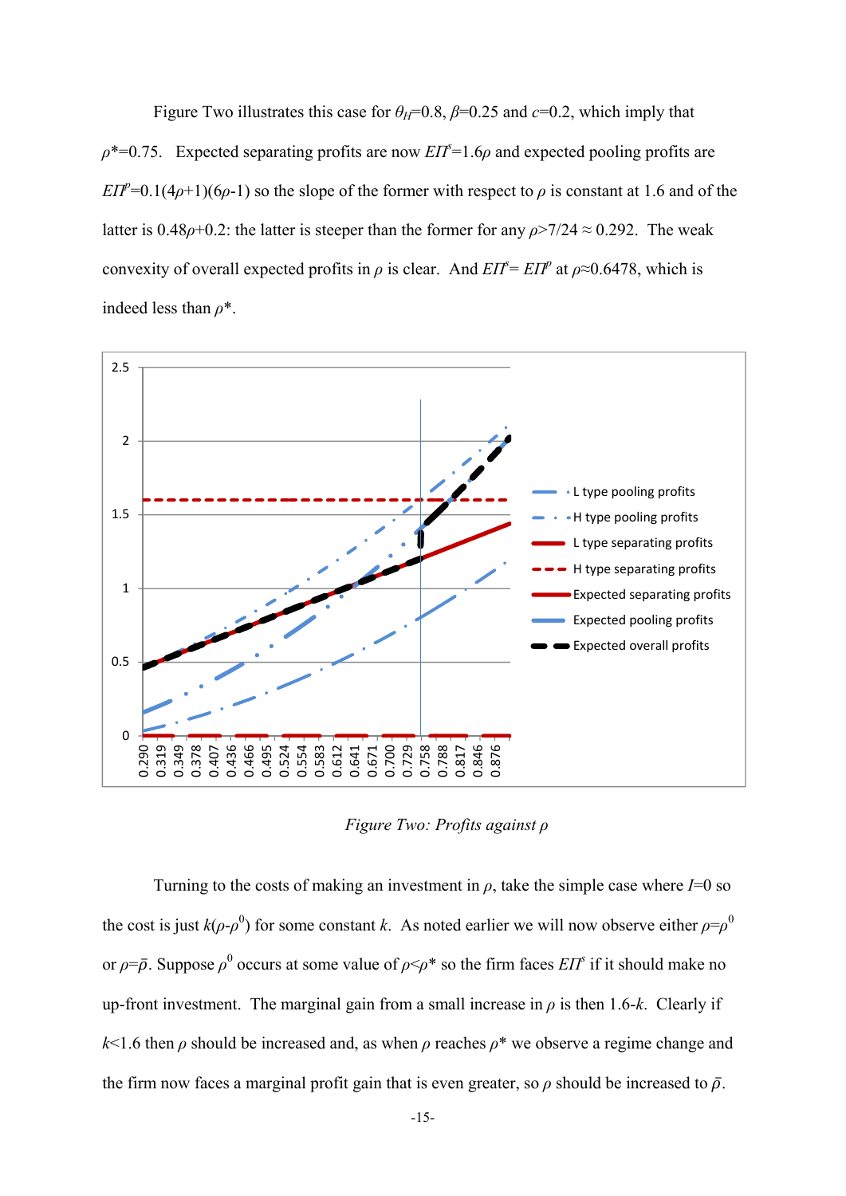Figure Two illustrates this case for $\theta_H$=0.8, $\beta$=0.25 and $c$=0.2, which imply that $\rho$*=0.75. Expected separating profits are now $E\Pi^s$=1.6$\rho$ and expected pooling profits are $E\Pi^p$=0.1(4$\rho$+1)(6$\rho$-1) so the slope of the former with respect to $\rho$ is constant at 1.6 and of the latter is 0.48$\rho$+0.2: the latter is steeper than the former for any $\rho$>7/24 ≈ 0.292. The weak convexity of overall expected profits in $\rho$ is clear. And $E\Pi^s$= $E\Pi^p$ at $\rho$≈0.6478, which is indeed less than $\rho$*.

*Figure Two: Profits against ρ*

Turning to the costs of making an investment in $\rho$, take the simple case where $I$=0 so the cost is just $k(\rho-\rho^0)$ for some constant $k$. As noted earlier we will now observe either $\rho=\rho^0$ or $\rho=\bar{\rho}$. Suppose $\rho^0$ occurs at some value of $\rho<\rho^*$ so the firm faces $E\Pi^s$ if it should make no up-front investment. The marginal gain from a small increase in $\rho$ is then 1.6-$k$. Clearly if $k$<1.6 then $\rho$ should be increased and, as when $\rho$ reaches $\rho$* we observe a regime change and the firm now faces a marginal profit gain that is even greater, so $\rho$ should be increased to $\bar{\rho}$.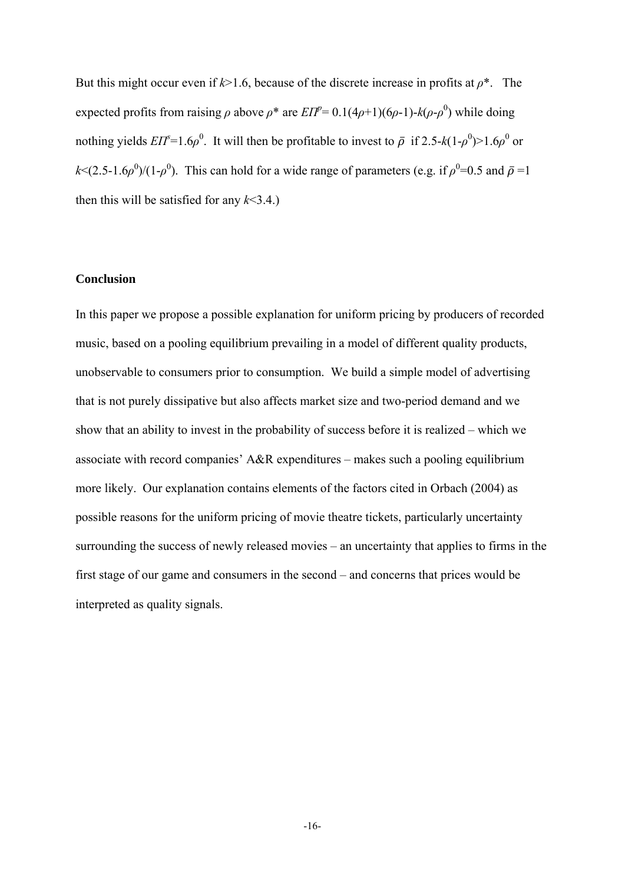But this might occur even if $k>1.6$, because of the discrete increase in profits at $\rho^*$. The expected profits from raising $\rho$ above $\rho^*$ are $E\Pi^p= 0.1(4\rho+1)(6\rho-1)-k(\rho-\rho^0)$ while doing nothing yields $E\Pi^s=1.6\rho^0$. It will then be profitable to invest to $\bar{\rho}$ if $2.5-k(1-\rho^0)>1.6\rho^0$ or $k<(2.5-1.6\rho^0)/(1-\rho^0)$. This can hold for a wide range of parameters (e.g. if $\rho^0=0.5$ and $\bar{\rho}=1$ then this will be satisfied for any $k<3.4$.)

**Conclusion**

In this paper we propose a possible explanation for uniform pricing by producers of recorded music, based on a pooling equilibrium prevailing in a model of different quality products, unobservable to consumers prior to consumption. We build a simple model of advertising that is not purely dissipative but also affects market size and two-period demand and we show that an ability to invest in the probability of success before it is realized – which we associate with record companies' A&R expenditures – makes such a pooling equilibrium more likely. Our explanation contains elements of the factors cited in Orbach (2004) as possible reasons for the uniform pricing of movie theatre tickets, particularly uncertainty surrounding the success of newly released movies – an uncertainty that applies to firms in the first stage of our game and consumers in the second – and concerns that prices would be interpreted as quality signals.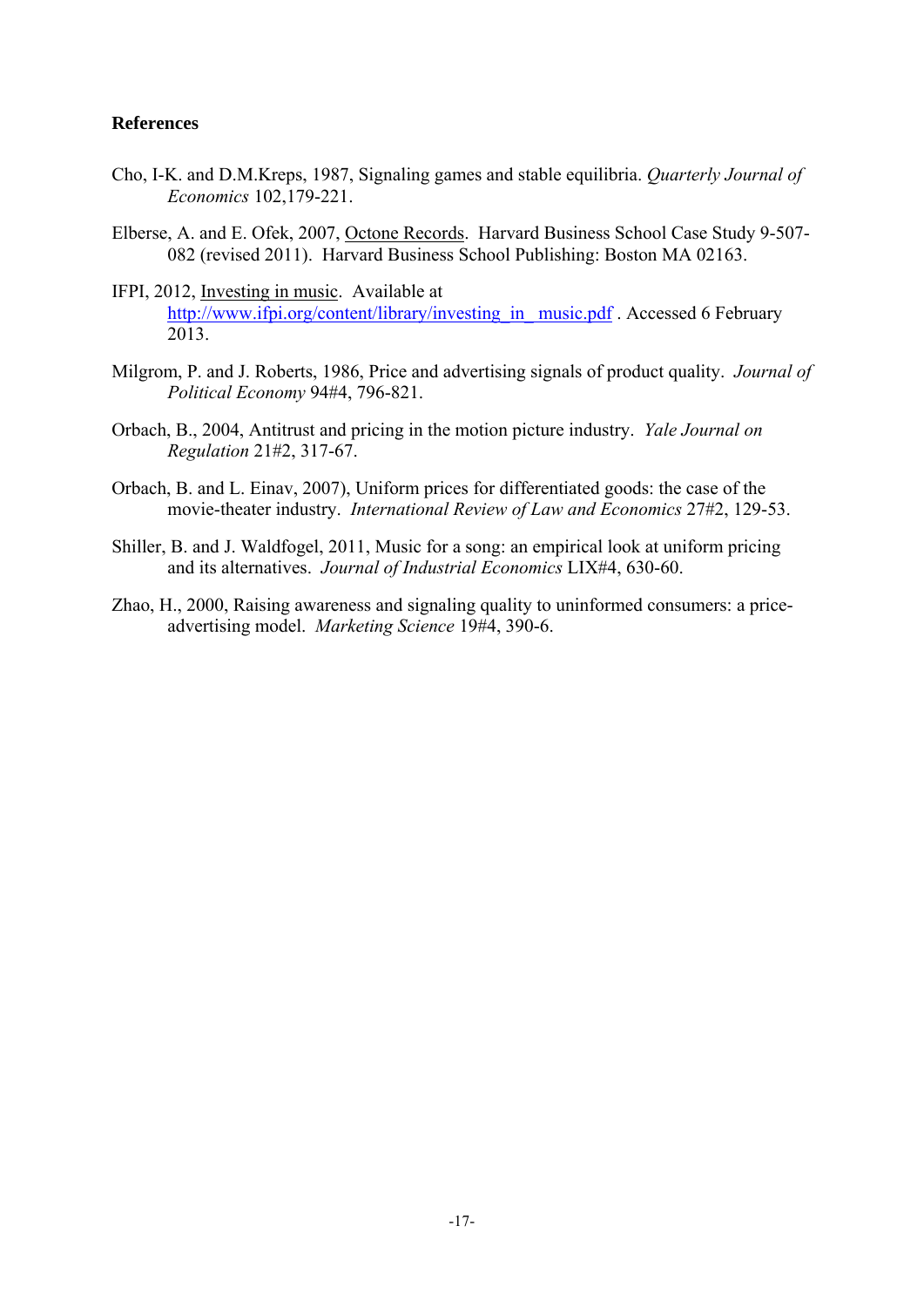**References**

Cho, I-K. and D.M.Kreps, 1987, Signaling games and stable equilibria. *Quarterly Journal of Economics* 102,179-221.

Elberse, A. and E. Ofek, 2007, Octone Records. Harvard Business School Case Study 9-507-082 (revised 2011). Harvard Business School Publishing: Boston MA 02163.

IFPI, 2012, Investing in music. Available at http://www.ifpi.org/content/library/investing_in_ music.pdf . Accessed 6 February 2013.

Milgrom, P. and J. Roberts, 1986, Price and advertising signals of product quality. *Journal of Political Economy* 94#4, 796-821.

Orbach, B., 2004, Antitrust and pricing in the motion picture industry. *Yale Journal on Regulation* 21#2, 317-67.

Orbach, B. and L. Einav, 2007), Uniform prices for differentiated goods: the case of the movie-theater industry. *International Review of Law and Economics* 27#2, 129-53.

Shiller, B. and J. Waldfogel, 2011, Music for a song: an empirical look at uniform pricing and its alternatives. *Journal of Industrial Economics* LIX#4, 630-60.

Zhao, H., 2000, Raising awareness and signaling quality to uninformed consumers: a price-advertising model. *Marketing Science* 19#4, 390-6.